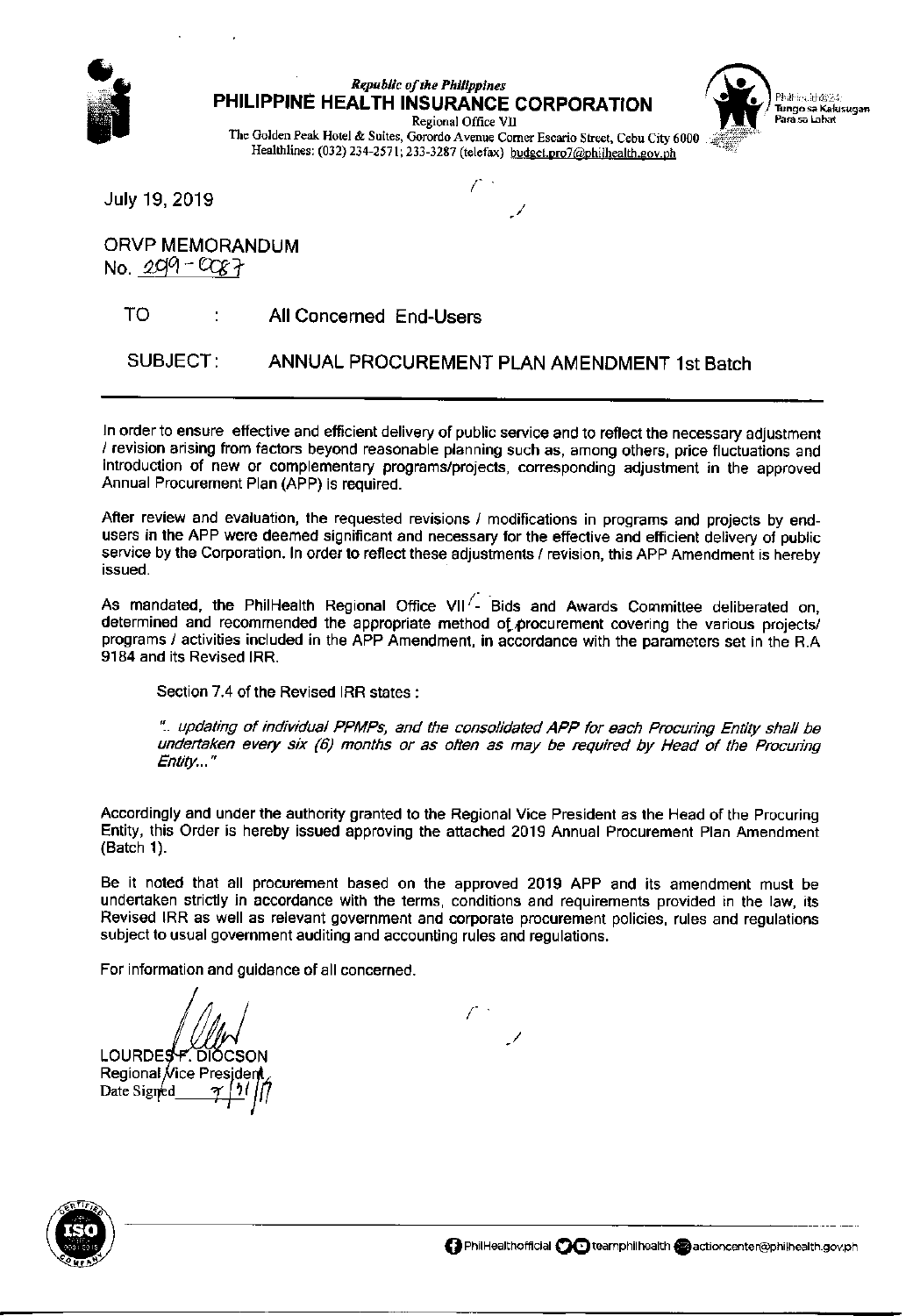*Republic of the Philippines*

**PHILIPPINE HEALTH INSURANCE CORPORATION**

Regional Office VII

The Golden Peak Hotel & Suites, Gorordo Avenue Corner Escario Street, Cebu City 6000

Healthlines: (032) 234-2571; 233-3287 (telefax) budget.pro7@philhealth.gov.ph

July 19, 2019

ORVP MEMORANDUM
No. 2019 - 0087

TO : All Concerned End-Users

SUBJECT: ANNUAL PROCUREMENT PLAN AMENDMENT 1st Batch

---

In order to ensure effective and efficient delivery of public service and to reflect the necessary adjustment / revision arising from factors beyond reasonable planning such as, among others, price fluctuations and introduction of new or complementary programs/projects, corresponding adjustment in the approved Annual Procurement Plan (APP) is required.

After review and evaluation, the requested revisions / modifications in programs and projects by end-users in the APP were deemed significant and necessary for the effective and efficient delivery of public service by the Corporation. In order to reflect these adjustments / revision, this APP Amendment is hereby issued.

As mandated, the PhilHealth Regional Office VII - Bids and Awards Committee deliberated on, determined and recommended the appropriate method of procurement covering the various projects/ programs / activities included in the APP Amendment, in accordance with the parameters set in the R.A 9184 and its Revised IRR.

Section 7.4 of the Revised IRR states :

> *".. updating of individual PPMPs, and the consolidated APP for each Procuring Entity shall be undertaken every six (6) months or as often as may be required by Head of the Procuring Entity..."*

Accordingly and under the authority granted to the Regional Vice President as the Head of the Procuring Entity, this Order is hereby issued approving the attached 2019 Annual Procurement Plan Amendment (Batch 1).

Be it noted that all procurement based on the approved 2019 APP and its amendment must be undertaken strictly in accordance with the terms, conditions and requirements provided in the law, its Revised IRR as well as relevant government and corporate procurement policies, rules and regulations subject to usual government auditing and accounting rules and regulations.

For information and guidance of all concerned.

LOURDES F. DIOCSON
Regional Vice President
Date Signed 7/21/19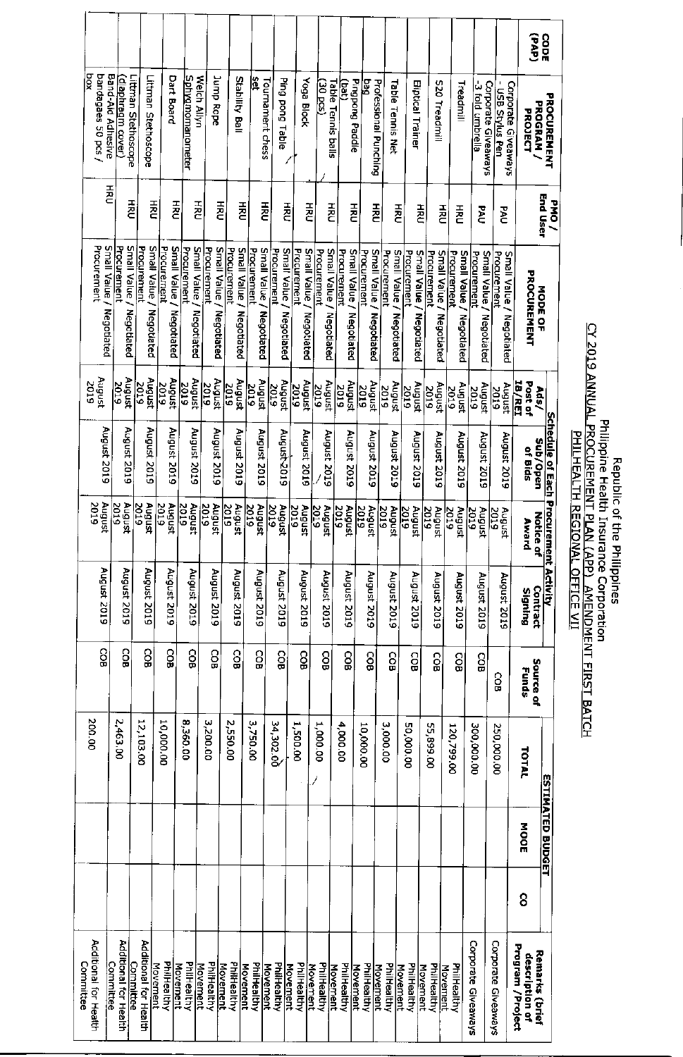Republic of the Philippines
Philippine Health Insurance Corporation
CY 2019 ANNUAL PROCUREMENT PLAN (APP) AMENDMENT FIRST BATCH
PHILHEALTH REGIONAL OFFICE VII

| CODE (PAP) | PROCUREMENT PROGRAM / PROJECT | PMO / End User | MODE OF PROCUREMENT | Schedule of Each Procurement Activity | | | | Source of Funds | ESTIMATED BUDGET | | | Remarks (brief description of Program / Project |
|---|---|---|---|---|---|---|---|---|---|---|---|---|
| | | | | Ads/ Post of IB/REI | Sub/Open of Bids | Notice of Award | Contract Signing | | TOTAL | MOOE | CO | |
| | Corporate Giveaways - USB Stylus Pen | PAU | Small Value / Negotiated Procurement | August 2019 | August 2019 | August 2019 | August 2019 | COB | 250,000.00 | | | Corporate Giveaways |
| | Corporate Giveaways -3 fold umbrella | PAU | Small Value / Negotiated Procurement | August 2019 | August 2019 | August 2019 | August 2019 | COB | 300,000.00 | | | Corporate Giveaways |
| | Treadmill | HRU | Small Value / Negotiated Procurement | August 2019 | August 2019 | August 2019 | August 2019 | COB | 120,799.00 | | | PhilHealthy Movement |
| | S20 Treadmill | HRU | Small Value / Negotiated Procurement | August 2019 | August 2019 | August 2019 | August 2019 | COB | 55,899.00 | | | PhilHealthy Movement |
| | Eliptical Trainer | HRU | Small Value / Negotiated Procurement | August 2019 | August 2019 | August 2019 | August 2019 | COB | 50,000.00 | | | PhilHealthy Movement |
| | Table Tennis Net | HRU | Small Value / Negotiated Procurement | August 2019 | August 2019 | August 2019 | August 2019 | COB | 3,000.00 | | | PhilHealthy Movement |
| | Professional Punching bag | HRU | Small Value / Negotiated Procurement | August 2019 | August 2019 | August 2019 | August 2019 | COB | 10,000.00 | | | PhilHealthy Movement |
| | Pingpong Paddle (bat) | HRU | Small Value / Negotiated Procurement | August 2019 | August 2019 | August 2019 | August 2019 | COB | 4,000.00 | | | PhilHealthy Movement |
| | Table Tennis balls (30 pcs) | HRU | Small Value / Negotiated Procurement | August 2019 | August 2019 | August 2019 | August 2019 | COB | 1,000.00 | | | PhilHealthy Movement |
| | Yoga Block | HRU | Small Value / Negotiated Procurement | August 2019 | August 2019 | August 2019 | August 2019 | COB | 1,500.00 | | | PhilHealthy Movement |
| | Ping pong Table | HRU | Small Value / Negotiated Procurement | August 2019 | August 2019 | August 2019 | August 2019 | COB | 34,302.00 | | | PhilHealthy Movement |
| | Tournament chess set | HRU | Small Value / Negotiated Procurement | August 2019 | August 2019 | August 2019 | August 2019 | COB | 3,750.00 | | | PhilHealthy Movement |
| | Stability Ball | HRU | Small Value / Negotiated Procurement | August 2019 | August 2019 | August 2019 | August 2019 | COB | 2,550.00 | | | PhilHealthy Movement |
| | Jump Rope | HRU | Small Value / Negotiated Procurement | August 2019 | August 2019 | August 2019 | August 2019 | COB | 3,200.00 | | | PhilHealthy Movement |
| | Welch Allyn Sphygmomanometer | HRU | Small Value / Negotiated Procurement | August 2019 | August 2019 | August 2019 | August 2019 | COB | 8,360.00 | | | Phill-ealthy Movement |
| | Dart Board | HRU | Small Value / Negotiated Procurement | August 2019 | August 2019 | August 2019 | August 2019 | COB | 10,000.00 | | | PhilHealthy Movement |
| | Littman Stethoscope | HRU | Small Value / Negotiated Procurement | August 2019 | August 2019 | August 2019 | August 2019 | COB | 12,103.00 | | | Additional for Health Committee |
| | Littman Stethoscope (diaphragm cover) | HRU | Small Value / Negotiated Procurement | August 2019 | August 2019 | August 2019 | August 2019 | COB | 2,463.00 | | | Additional for Health Committee |
| | Band-Aid Adhesive bandages 50 pcs / box | HRU | Small Value / Negotiated Procurement | August 2019 | August 2019 | August 2019 | August 2019 | COB | 200.00 | | | Additional for Health Committee |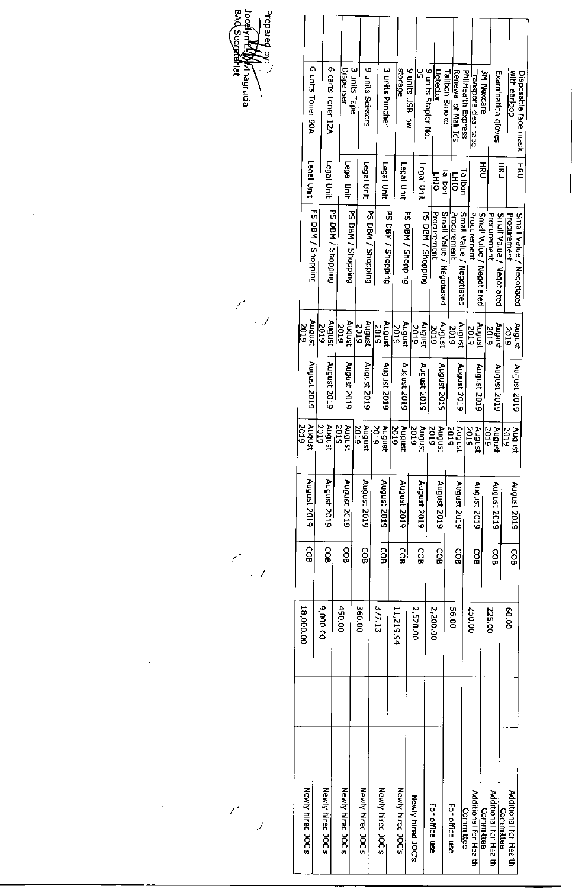| | | | | | | | | | | | |
|---|---|---|---|---|---|---|---|---|---|---|---|
| Disposable face mask with earloop | HRU | Small Value / Negotiated Procurement | August 2019 | August 2019 | August 2019 | August 2019 | COB | 60.00 | | | Additional for Health Committee |
| Examination gloves | HRU | Small Value / Negotiated Procurement | August 2019 | August 2019 | August 2019 | August 2019 | COB | 225.00 | | | Additional for Health Committee |
| 3M Nexcare Transpore clear tape | HRU | Small Value / Negotiated Procurement | August 2019 | August 2019 | August 2019 | August 2019 | COB | 250.00 | | | Additional for Health Committee |
| PhilHealth Express Renewal of Mall Ids | Talibon LHIO | Small Value / Negotiated Procurement | August 2019 | August 2019 | August 2019 | August 2019 | COB | 56.00 | | | For office use |
| Talibon Smoke Detector | Talibon LHIO | Small Value / Negotiated Procurement | August 2019 | August 2019 | August 2019 | August 2019 | COB | 2,200.00 | | | For office use |
| 9 units Stapler No. 35 | Legal Unit | PS DBM / Shopping | August 2019 | August 2019 | August 2019 | August 2019 | COB | 2,520.00 | | | Newly hired JOC's |
| 9 units USB-low storage | Legal Unit | PS DBM / Shopping | August 2019 | August 2019 | August 2019 | August 2019 | COB | 11,219.94 | | | Newly hired JOC's |
| 3 units Puncher | Legal Unit | PS DBM / Shopping | August 2019 | August 2019 | August 2019 | August 2019 | COB | 377.13 | | | Newly hired JOC's |
| 9 units Scissors | Legal Unit | PS DBM / Shopping | August 2019 | August 2019 | August 2019 | August 2019 | COB | 360.00 | | | Newly hired JOC's |
| 3 units Tape Dispenser | Legal Unit | PS DBM / Shopping | August 2019 | August 2019 | August 2019 | August 2019 | COB | 450.00 | | | Newly hired JOC's |
| 6 carts Toner 12A | Legal Unit | PS DBM / Shopping | August 2019 | August 2019 | August 2019 | August 2019 | COB | 9,000.00 | | | Newly hired JOC's |
| 6 units Toner 90A | Legal Unit | PS DBM / Shopping | August 2019 | August 2019 | August 2019 | August 2019 | COB | 18,000.00 | | | Newly hired JOC's |

Prepared by:

Jocelyn L. Vinagracia
BAC Secretariat